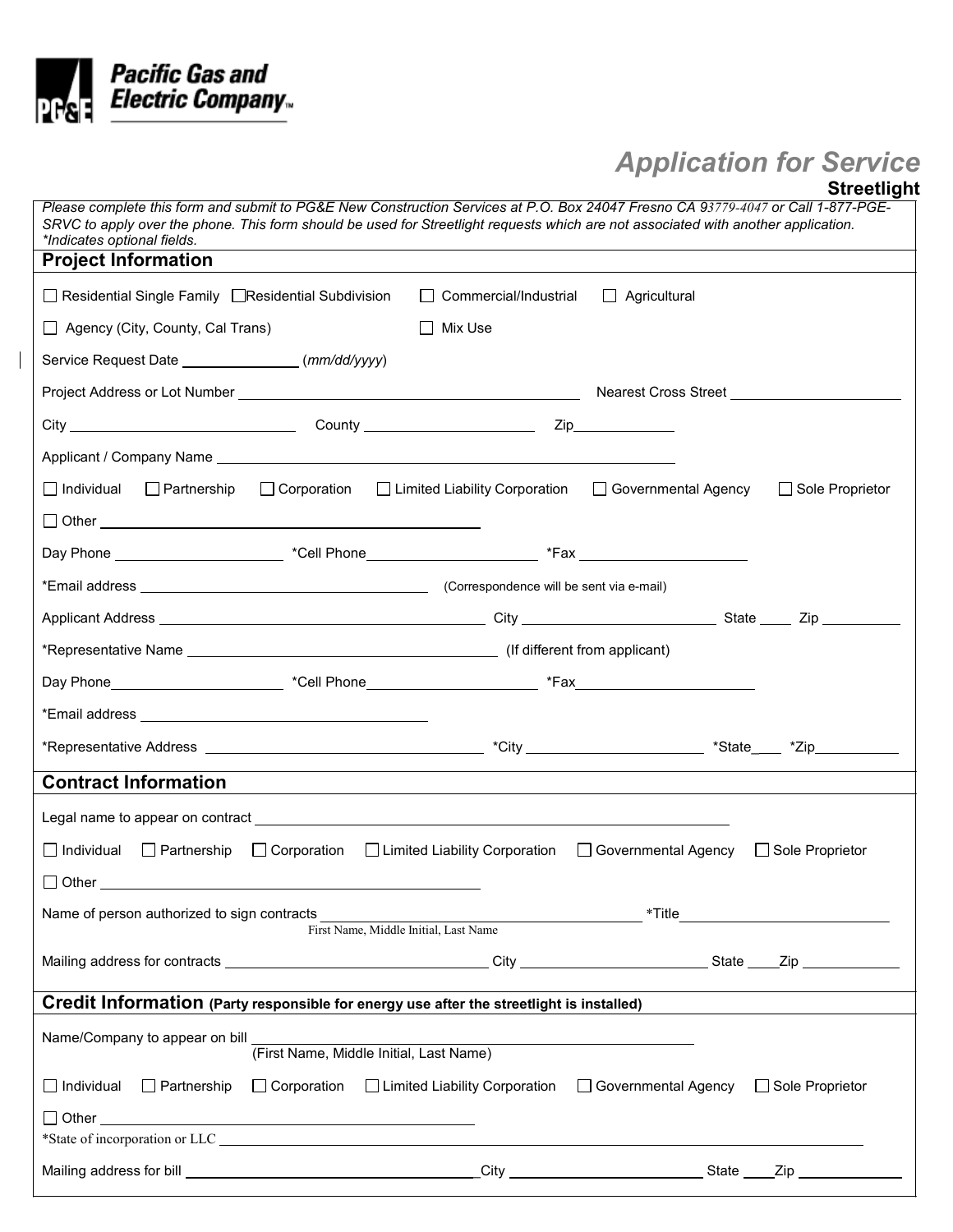**Pacific Gas and Electric Company**™

# Application for Service

## Streetlight

*Please complete this form and submit to PG&E New Construction Services at P.O. Box 24047 Fresno CA 93779-4047 or Call 1-877-PGE-SRVC to apply over the phone. This form should be used for Streetlight requests which are not associated with another application.*
*\*Indicates optional fields.*

### Project Information

☐ Residential Single Family ☐ Residential Subdivision ☐ Commercial/Industrial ☐ Agricultural

☐ Agency (City, County, Cal Trans) ☐ Mix Use

Service Request Date ______________ (*mm/dd/yyyy*)

Project Address or Lot Number ______________________________ Nearest Cross Street ______________

City ____________________ County ________________ Zip __________

Applicant / Company Name ______________________________________

☐ Individual ☐ Partnership ☐ Corporation ☐ Limited Liability Corporation ☐ Governmental Agency ☐ Sole Proprietor

☐ Other ________________________________

Day Phone ______________ *Cell Phone ______________ *Fax ______________

*Email address ________________________ (Correspondence will be sent via e-mail)

Applicant Address ________________________ City ______________ State ____ Zip ________

*Representative Name ________________________ (If different from applicant)

Day Phone ______________ *Cell Phone ______________ *Fax ______________

*Email address ________________________

*Representative Address ________________________ *City ______________ *State ____ *Zip ________

### Contract Information

Legal name to appear on contract ______________________________________

☐ Individual ☐ Partnership ☐ Corporation ☐ Limited Liability Corporation ☐ Governmental Agency ☐ Sole Proprietor

☐ Other ________________________________

Name of person authorized to sign contracts ________________________ *Title ______________
First Name, Middle Initial, Last Name

Mailing address for contracts ________________________ City ______________ State ____ Zip ________

### Credit Information (Party responsible for energy use after the streetlight is installed)

Name/Company to appear on bill ________________________________
(First Name, Middle Initial, Last Name)

☐ Individual ☐ Partnership ☐ Corporation ☐ Limited Liability Corporation ☐ Governmental Agency ☐ Sole Proprietor

☐ Other ________________________________

*State of incorporation or LLC ________________________________

Mailing address for bill ________________________ City ______________ State ____ Zip ________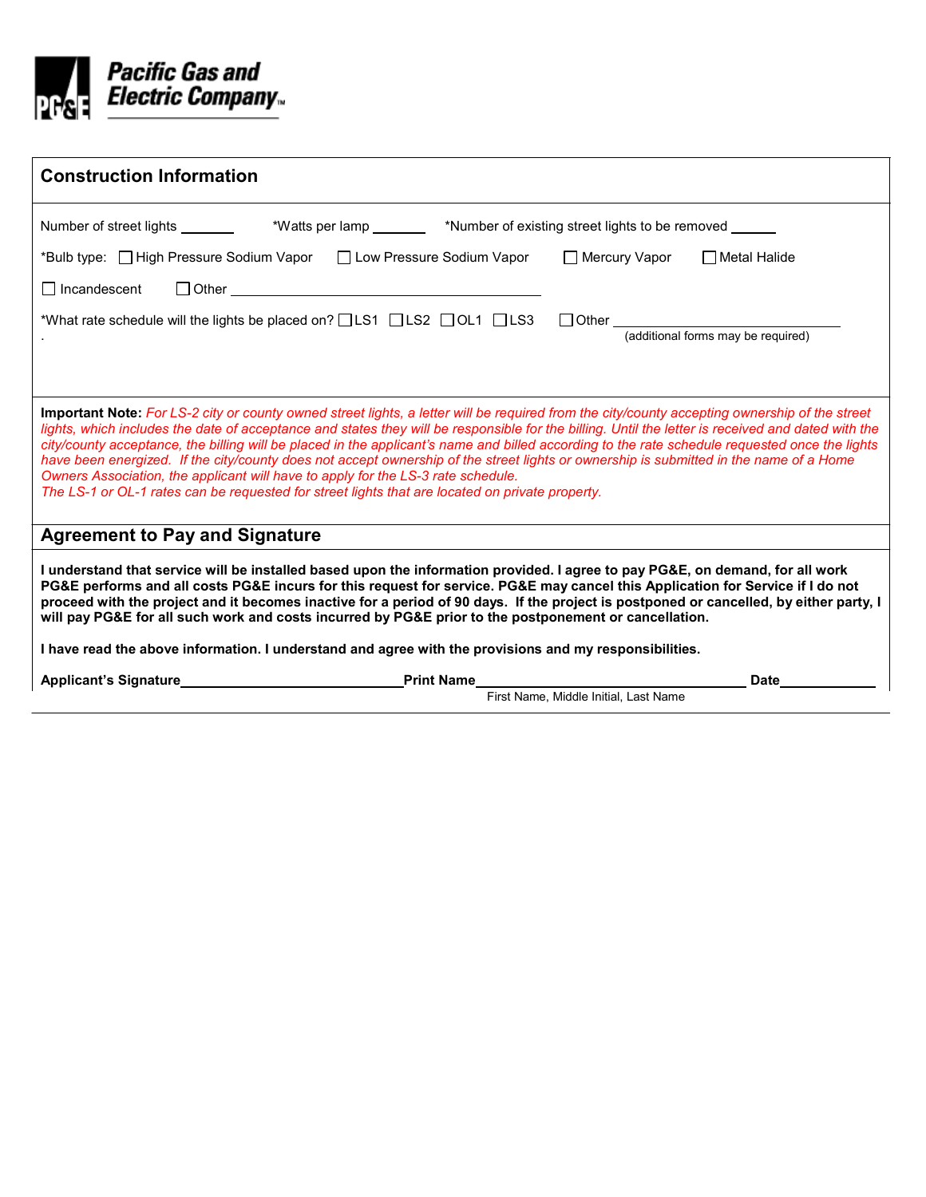Pacific Gas and Electric Company™

## Construction Information

Number of street lights _______ *Watts per lamp _______ *Number of existing street lights to be removed ______

*Bulb type: ☐ High Pressure Sodium Vapor ☐ Low Pressure Sodium Vapor ☐ Mercury Vapor ☐ Metal Halide

☐ Incandescent ☐ Other ________________________________________

*What rate schedule will the lights be placed on? ☐ LS1 ☐ LS2 ☐ OL1 ☐ LS3 ☐ Other ______________________
.
(additional forms may be required)

**Important Note:** *For LS-2 city or county owned street lights, a letter will be required from the city/county accepting ownership of the street lights, which includes the date of acceptance and states they will be responsible for the billing. Until the letter is received and dated with the city/county acceptance, the billing will be placed in the applicant's name and billed according to the rate schedule requested once the lights have been energized. If the city/county does not accept ownership of the street lights or ownership is submitted in the name of a Home Owners Association, the applicant will have to apply for the LS-3 rate schedule.*
*The LS-1 or OL-1 rates can be requested for street lights that are located on private property.*

## Agreement to Pay and Signature

**I understand that service will be installed based upon the information provided. I agree to pay PG&E, on demand, for all work PG&E performs and all costs PG&E incurs for this request for service. PG&E may cancel this Application for Service if I do not proceed with the project and it becomes inactive for a period of 90 days. If the project is postponed or cancelled, by either party, I will pay PG&E for all such work and costs incurred by PG&E prior to the postponement or cancellation.**

**I have read the above information. I understand and agree with the provisions and my responsibilities.**

**Applicant's Signature**____________________________ **Print Name**____________________________ **Date**____________
First Name, Middle Initial, Last Name